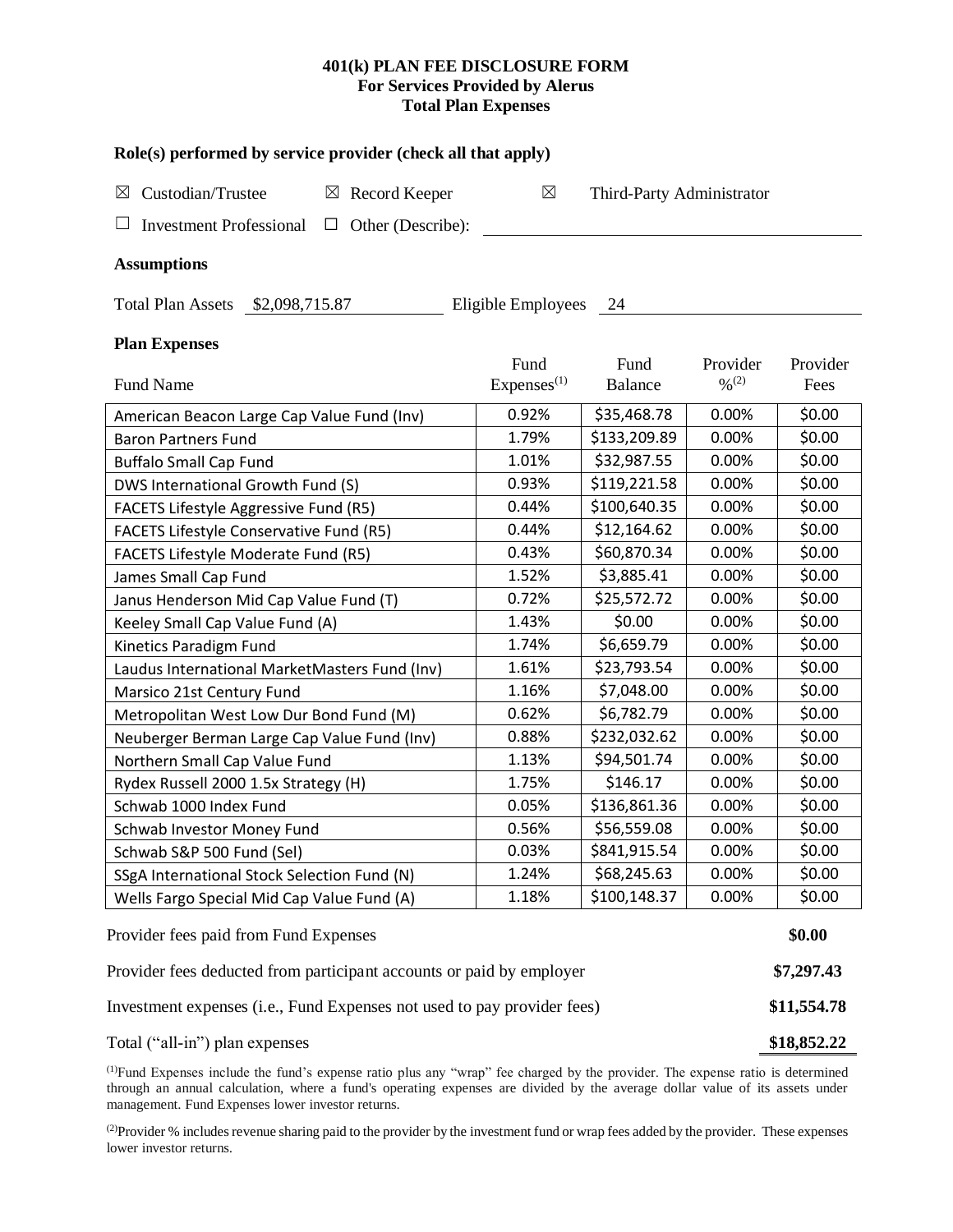**401(k) PLAN FEE DISCLOSURE FORM**
**For Services Provided by Alerus**
**Total Plan Expenses**

**Role(s) performed by service provider (check all that apply)**

☒ Custodian/Trustee ☒ Record Keeper ☒ Third-Party Administrator

☐ Investment Professional ☐ Other (Describe):

**Assumptions**

Total Plan Assets $2,098,715.87 Eligible Employees 24

**Plan Expenses**

| Fund Name | Fund Expenses[(1)] | Fund Balance | Provider %[(2)] | Provider Fees |
|---|---|---|---|---|
| American Beacon Large Cap Value Fund (Inv) | 0.92% | $35,468.78 | 0.00% | $0.00 |
| Baron Partners Fund | 1.79% | $133,209.89 | 0.00% | $0.00 |
| Buffalo Small Cap Fund | 1.01% | $32,987.55 | 0.00% | $0.00 |
| DWS International Growth Fund (S) | 0.93% | $119,221.58 | 0.00% | $0.00 |
| FACETS Lifestyle Aggressive Fund (R5) | 0.44% | $100,640.35 | 0.00% | $0.00 |
| FACETS Lifestyle Conservative Fund (R5) | 0.44% | $12,164.62 | 0.00% | $0.00 |
| FACETS Lifestyle Moderate Fund (R5) | 0.43% | $60,870.34 | 0.00% | $0.00 |
| James Small Cap Fund | 1.52% | $3,885.41 | 0.00% | $0.00 |
| Janus Henderson Mid Cap Value Fund (T) | 0.72% | $25,572.72 | 0.00% | $0.00 |
| Keeley Small Cap Value Fund (A) | 1.43% | $0.00 | 0.00% | $0.00 |
| Kinetics Paradigm Fund | 1.74% | $6,659.79 | 0.00% | $0.00 |
| Laudus International MarketMasters Fund (Inv) | 1.61% | $23,793.54 | 0.00% | $0.00 |
| Marsico 21st Century Fund | 1.16% | $7,048.00 | 0.00% | $0.00 |
| Metropolitan West Low Dur Bond Fund (M) | 0.62% | $6,782.79 | 0.00% | $0.00 |
| Neuberger Berman Large Cap Value Fund (Inv) | 0.88% | $232,032.62 | 0.00% | $0.00 |
| Northern Small Cap Value Fund | 1.13% | $94,501.74 | 0.00% | $0.00 |
| Rydex Russell 2000 1.5x Strategy (H) | 1.75% | $146.17 | 0.00% | $0.00 |
| Schwab 1000 Index Fund | 0.05% | $136,861.36 | 0.00% | $0.00 |
| Schwab Investor Money Fund | 0.56% | $56,559.08 | 0.00% | $0.00 |
| Schwab S&P 500 Fund (Sel) | 0.03% | $841,915.54 | 0.00% | $0.00 |
| SSgA International Stock Selection Fund (N) | 1.24% | $68,245.63 | 0.00% | $0.00 |
| Wells Fargo Special Mid Cap Value Fund (A) | 1.18% | $100,148.37 | 0.00% | $0.00 |

| | |
|---|---|
| Provider fees paid from Fund Expenses | **$0.00** |
| Provider fees deducted from participant accounts or paid by employer | **$7,297.43** |
| Investment expenses (i.e., Fund Expenses not used to pay provider fees) | **$11,554.78** |
| Total ("all-in") plan expenses | **$18,852.22** |

[(1)]Fund Expenses include the fund's expense ratio plus any "wrap" fee charged by the provider. The expense ratio is determined through an annual calculation, where a fund's operating expenses are divided by the average dollar value of its assets under management. Fund Expenses lower investor returns.

[(2)]Provider % includes revenue sharing paid to the provider by the investment fund or wrap fees added by the provider. These expenses lower investor returns.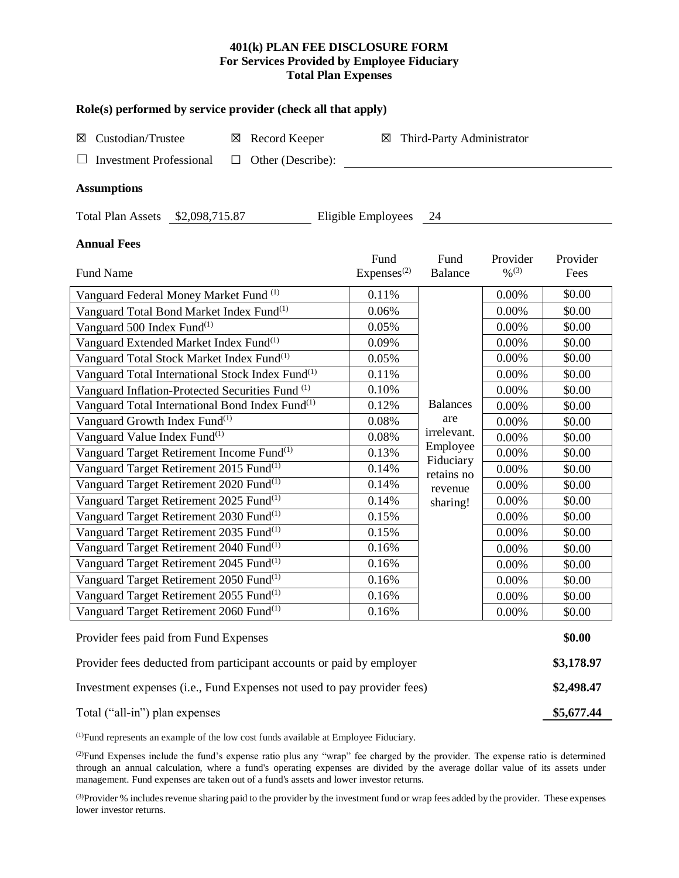**401(k) PLAN FEE DISCLOSURE FORM**
**For Services Provided by Employee Fiduciary**
**Total Plan Expenses**

**Role(s) performed by service provider (check all that apply)**

☒ Custodian/Trustee ☒ Record Keeper ☒ Third-Party Administrator

☐ Investment Professional ☐ Other (Describe): \_\_\_\_\_\_\_\_\_\_\_\_\_\_\_\_\_\_\_\_\_\_\_\_\_\_\_\_\_\_\_\_\_\_\_\_\_\_\_\_\_

**Assumptions**

Total Plan Assets \$2,098,715.87 Eligible Employees 24

**Annual Fees**

| Fund Name | Fund Expenses[2] | Fund Balance | Provider %[3] | Provider Fees |
|---|---|---|---|---|
| Vanguard Federal Money Market Fund [1] | 0.11% | Balances are irrelevant. Employee Fiduciary retains no revenue sharing! | 0.00% | $0.00 |
| Vanguard Total Bond Market Index Fund[1] | 0.06% | | 0.00% | $0.00 |
| Vanguard 500 Index Fund[1] | 0.05% | | 0.00% | $0.00 |
| Vanguard Extended Market Index Fund[1] | 0.09% | | 0.00% | $0.00 |
| Vanguard Total Stock Market Index Fund[1] | 0.05% | | 0.00% | $0.00 |
| Vanguard Total International Stock Index Fund[1] | 0.11% | | 0.00% | $0.00 |
| Vanguard Inflation-Protected Securities Fund [1] | 0.10% | | 0.00% | $0.00 |
| Vanguard Total International Bond Index Fund[1] | 0.12% | | 0.00% | $0.00 |
| Vanguard Growth Index Fund[1] | 0.08% | | 0.00% | $0.00 |
| Vanguard Value Index Fund[1] | 0.08% | | 0.00% | $0.00 |
| Vanguard Target Retirement Income Fund[1] | 0.13% | | 0.00% | $0.00 |
| Vanguard Target Retirement 2015 Fund[1] | 0.14% | | 0.00% | $0.00 |
| Vanguard Target Retirement 2020 Fund[1] | 0.14% | | 0.00% | $0.00 |
| Vanguard Target Retirement 2025 Fund[1] | 0.14% | | 0.00% | $0.00 |
| Vanguard Target Retirement 2030 Fund[1] | 0.15% | | 0.00% | $0.00 |
| Vanguard Target Retirement 2035 Fund[1] | 0.15% | | 0.00% | $0.00 |
| Vanguard Target Retirement 2040 Fund[1] | 0.16% | | 0.00% | $0.00 |
| Vanguard Target Retirement 2045 Fund[1] | 0.16% | | 0.00% | $0.00 |
| Vanguard Target Retirement 2050 Fund[1] | 0.16% | | 0.00% | $0.00 |
| Vanguard Target Retirement 2055 Fund[1] | 0.16% | | 0.00% | $0.00 |
| Vanguard Target Retirement 2060 Fund[1] | 0.16% | | 0.00% | $0.00 |

| | |
|---|---|
| Provider fees paid from Fund Expenses | **\$0.00** |
| Provider fees deducted from participant accounts or paid by employer | **\$3,178.97** |
| Investment expenses (i.e., Fund Expenses not used to pay provider fees) | **\$2,498.47** |
| Total ("all-in") plan expenses | **\$5,677.44** |

[1]Fund represents an example of the low cost funds available at Employee Fiduciary.

[2]Fund Expenses include the fund's expense ratio plus any "wrap" fee charged by the provider. The expense ratio is determined through an annual calculation, where a fund's operating expenses are divided by the average dollar value of its assets under management. Fund expenses are taken out of a fund's assets and lower investor returns.

[3]Provider % includes revenue sharing paid to the provider by the investment fund or wrap fees added by the provider. These expenses lower investor returns.